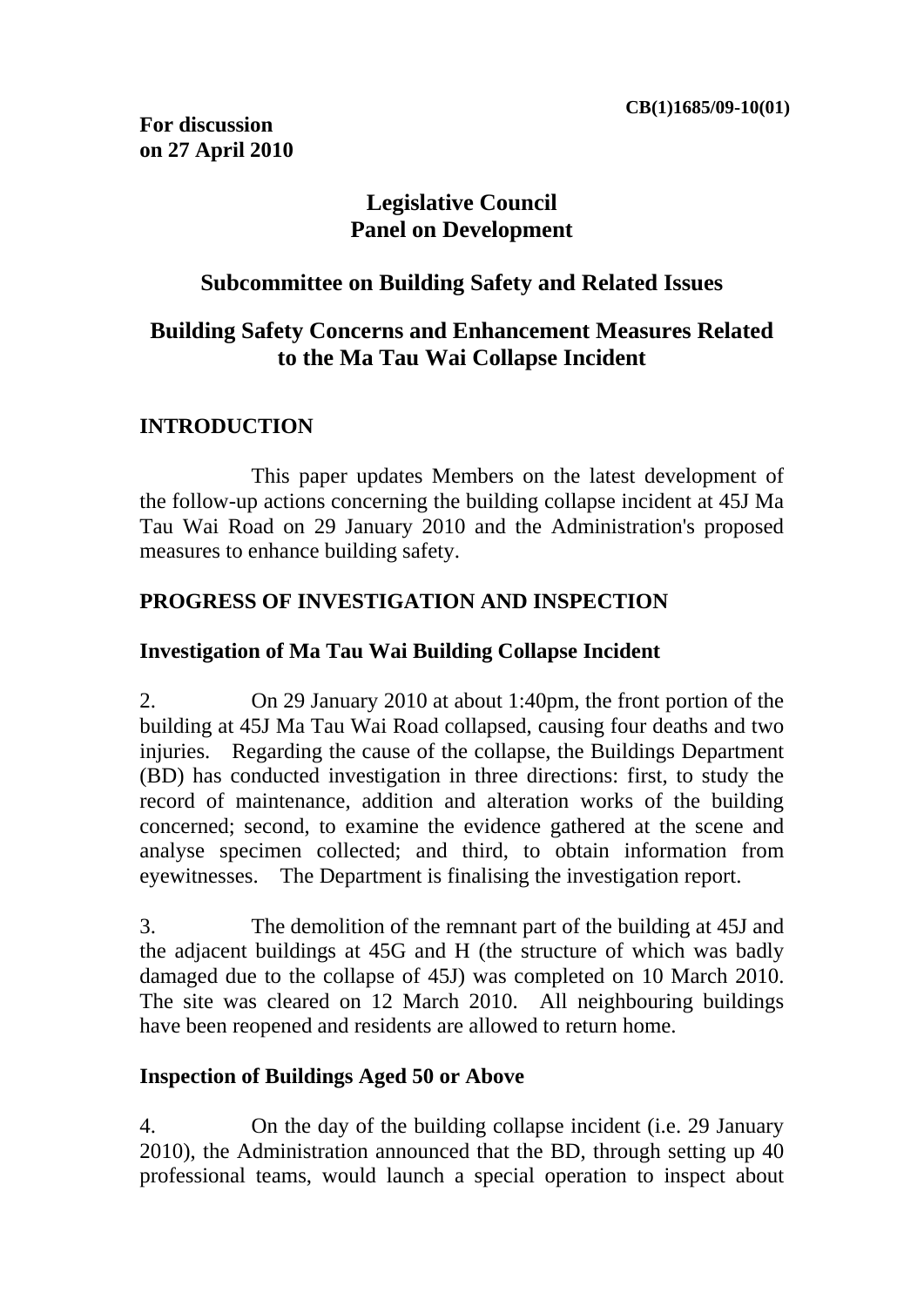CB(1)1685/09-10(01)

**For discussion on 27 April 2010**

# Legislative Council
# Panel on Development

## Subcommittee on Building Safety and Related Issues

## Building Safety Concerns and Enhancement Measures Related to the Ma Tau Wai Collapse Incident

### INTRODUCTION

This paper updates Members on the latest development of the follow-up actions concerning the building collapse incident at 45J Ma Tau Wai Road on 29 January 2010 and the Administration's proposed measures to enhance building safety.

### PROGRESS OF INVESTIGATION AND INSPECTION

#### Investigation of Ma Tau Wai Building Collapse Incident

2. On 29 January 2010 at about 1:40pm, the front portion of the building at 45J Ma Tau Wai Road collapsed, causing four deaths and two injuries. Regarding the cause of the collapse, the Buildings Department (BD) has conducted investigation in three directions: first, to study the record of maintenance, addition and alteration works of the building concerned; second, to examine the evidence gathered at the scene and analyse specimen collected; and third, to obtain information from eyewitnesses. The Department is finalising the investigation report.

3. The demolition of the remnant part of the building at 45J and the adjacent buildings at 45G and H (the structure of which was badly damaged due to the collapse of 45J) was completed on 10 March 2010. The site was cleared on 12 March 2010. All neighbouring buildings have been reopened and residents are allowed to return home.

#### Inspection of Buildings Aged 50 or Above

4. On the day of the building collapse incident (i.e. 29 January 2010), the Administration announced that the BD, through setting up 40 professional teams, would launch a special operation to inspect about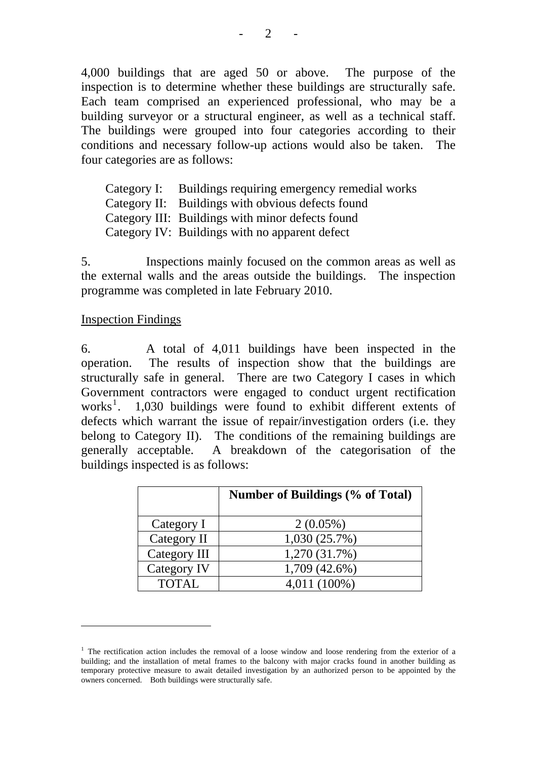4,000 buildings that are aged 50 or above. The purpose of the inspection is to determine whether these buildings are structurally safe. Each team comprised an experienced professional, who may be a building surveyor or a structural engineer, as well as a technical staff. The buildings were grouped into four categories according to their conditions and necessary follow-up actions would also be taken. The four categories are as follows:

Category I: Buildings requiring emergency remedial works
Category II: Buildings with obvious defects found
Category III: Buildings with minor defects found
Category IV: Buildings with no apparent defect

5. Inspections mainly focused on the common areas as well as the external walls and the areas outside the buildings. The inspection programme was completed in late February 2010.

<u>Inspection Findings</u>

6. A total of 4,011 buildings have been inspected in the operation. The results of inspection show that the buildings are structurally safe in general. There are two Category I cases in which Government contractors were engaged to conduct urgent rectification works[1]. 1,030 buildings were found to exhibit different extents of defects which warrant the issue of repair/investigation orders (i.e. they belong to Category II). The conditions of the remaining buildings are generally acceptable. A breakdown of the categorisation of the buildings inspected is as follows:

| | **Number of Buildings (% of Total)** |
|---|---|
| Category I | 2 (0.05%) |
| Category II | 1,030 (25.7%) |
| Category III | 1,270 (31.7%) |
| Category IV | 1,709 (42.6%) |
| TOTAL | 4,011 (100%) |

[1] The rectification action includes the removal of a loose window and loose rendering from the exterior of a building; and the installation of metal frames to the balcony with major cracks found in another building as temporary protective measure to await detailed investigation by an authorized person to be appointed by the owners concerned. Both buildings were structurally safe.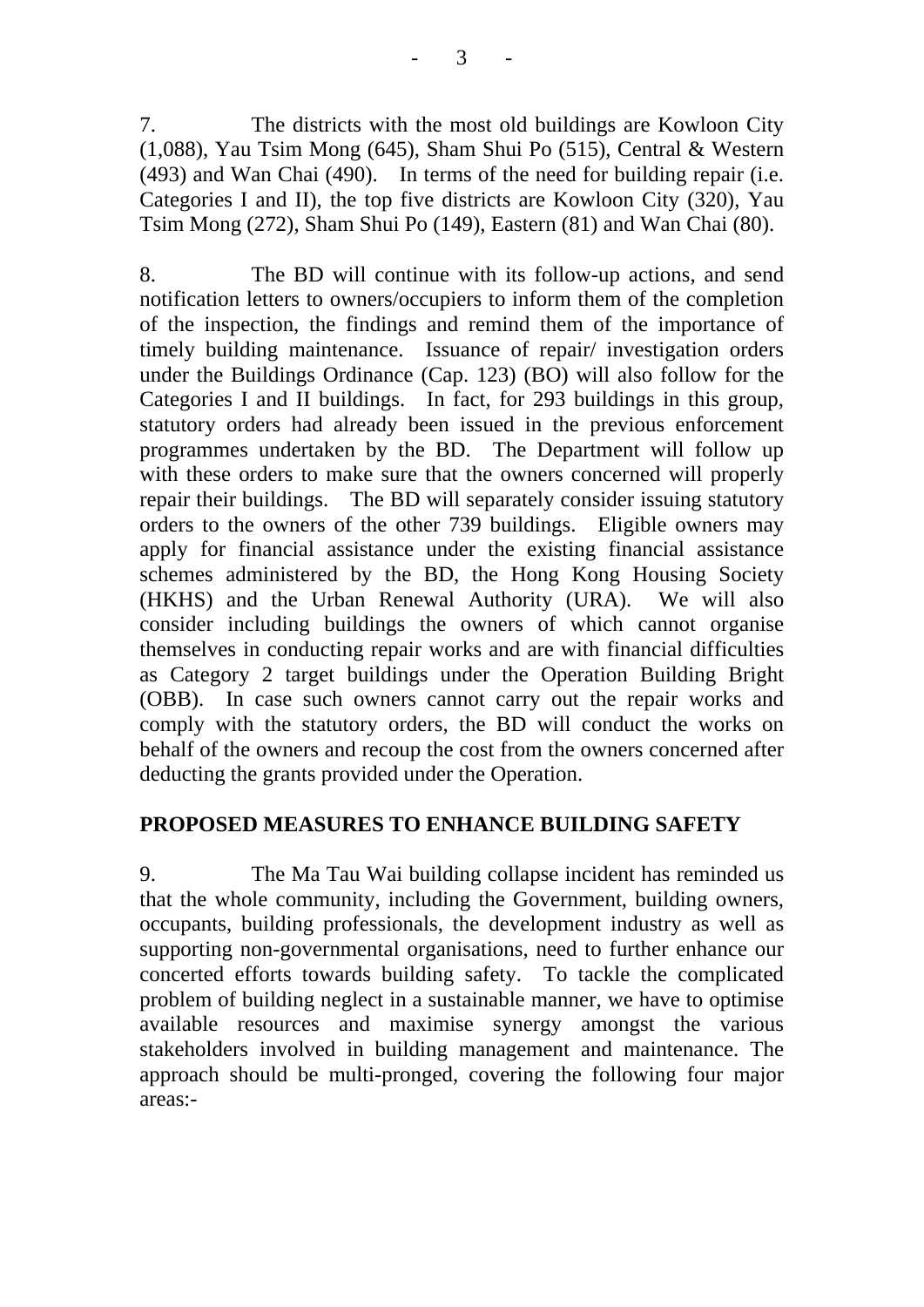7. The districts with the most old buildings are Kowloon City (1,088), Yau Tsim Mong (645), Sham Shui Po (515), Central & Western (493) and Wan Chai (490). In terms of the need for building repair (i.e. Categories I and II), the top five districts are Kowloon City (320), Yau Tsim Mong (272), Sham Shui Po (149), Eastern (81) and Wan Chai (80).

8. The BD will continue with its follow-up actions, and send notification letters to owners/occupiers to inform them of the completion of the inspection, the findings and remind them of the importance of timely building maintenance. Issuance of repair/ investigation orders under the Buildings Ordinance (Cap. 123) (BO) will also follow for the Categories I and II buildings. In fact, for 293 buildings in this group, statutory orders had already been issued in the previous enforcement programmes undertaken by the BD. The Department will follow up with these orders to make sure that the owners concerned will properly repair their buildings. The BD will separately consider issuing statutory orders to the owners of the other 739 buildings. Eligible owners may apply for financial assistance under the existing financial assistance schemes administered by the BD, the Hong Kong Housing Society (HKHS) and the Urban Renewal Authority (URA). We will also consider including buildings the owners of which cannot organise themselves in conducting repair works and are with financial difficulties as Category 2 target buildings under the Operation Building Bright (OBB). In case such owners cannot carry out the repair works and comply with the statutory orders, the BD will conduct the works on behalf of the owners and recoup the cost from the owners concerned after deducting the grants provided under the Operation.

## PROPOSED MEASURES TO ENHANCE BUILDING SAFETY

9. The Ma Tau Wai building collapse incident has reminded us that the whole community, including the Government, building owners, occupants, building professionals, the development industry as well as supporting non-governmental organisations, need to further enhance our concerted efforts towards building safety. To tackle the complicated problem of building neglect in a sustainable manner, we have to optimise available resources and maximise synergy amongst the various stakeholders involved in building management and maintenance. The approach should be multi-pronged, covering the following four major areas:-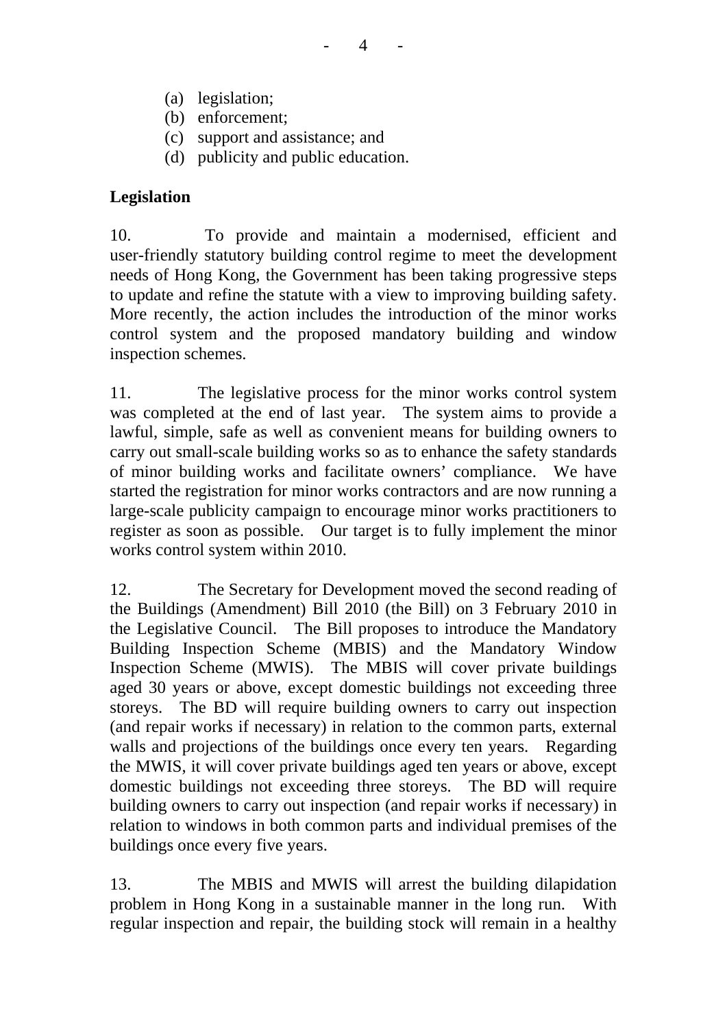(a) legislation;
(b) enforcement;
(c) support and assistance; and
(d) publicity and public education.

**Legislation**

10. To provide and maintain a modernised, efficient and user-friendly statutory building control regime to meet the development needs of Hong Kong, the Government has been taking progressive steps to update and refine the statute with a view to improving building safety. More recently, the action includes the introduction of the minor works control system and the proposed mandatory building and window inspection schemes.

11. The legislative process for the minor works control system was completed at the end of last year. The system aims to provide a lawful, simple, safe as well as convenient means for building owners to carry out small-scale building works so as to enhance the safety standards of minor building works and facilitate owners' compliance. We have started the registration for minor works contractors and are now running a large-scale publicity campaign to encourage minor works practitioners to register as soon as possible. Our target is to fully implement the minor works control system within 2010.

12. The Secretary for Development moved the second reading of the Buildings (Amendment) Bill 2010 (the Bill) on 3 February 2010 in the Legislative Council. The Bill proposes to introduce the Mandatory Building Inspection Scheme (MBIS) and the Mandatory Window Inspection Scheme (MWIS). The MBIS will cover private buildings aged 30 years or above, except domestic buildings not exceeding three storeys. The BD will require building owners to carry out inspection (and repair works if necessary) in relation to the common parts, external walls and projections of the buildings once every ten years. Regarding the MWIS, it will cover private buildings aged ten years or above, except domestic buildings not exceeding three storeys. The BD will require building owners to carry out inspection (and repair works if necessary) in relation to windows in both common parts and individual premises of the buildings once every five years.

13. The MBIS and MWIS will arrest the building dilapidation problem in Hong Kong in a sustainable manner in the long run. With regular inspection and repair, the building stock will remain in a healthy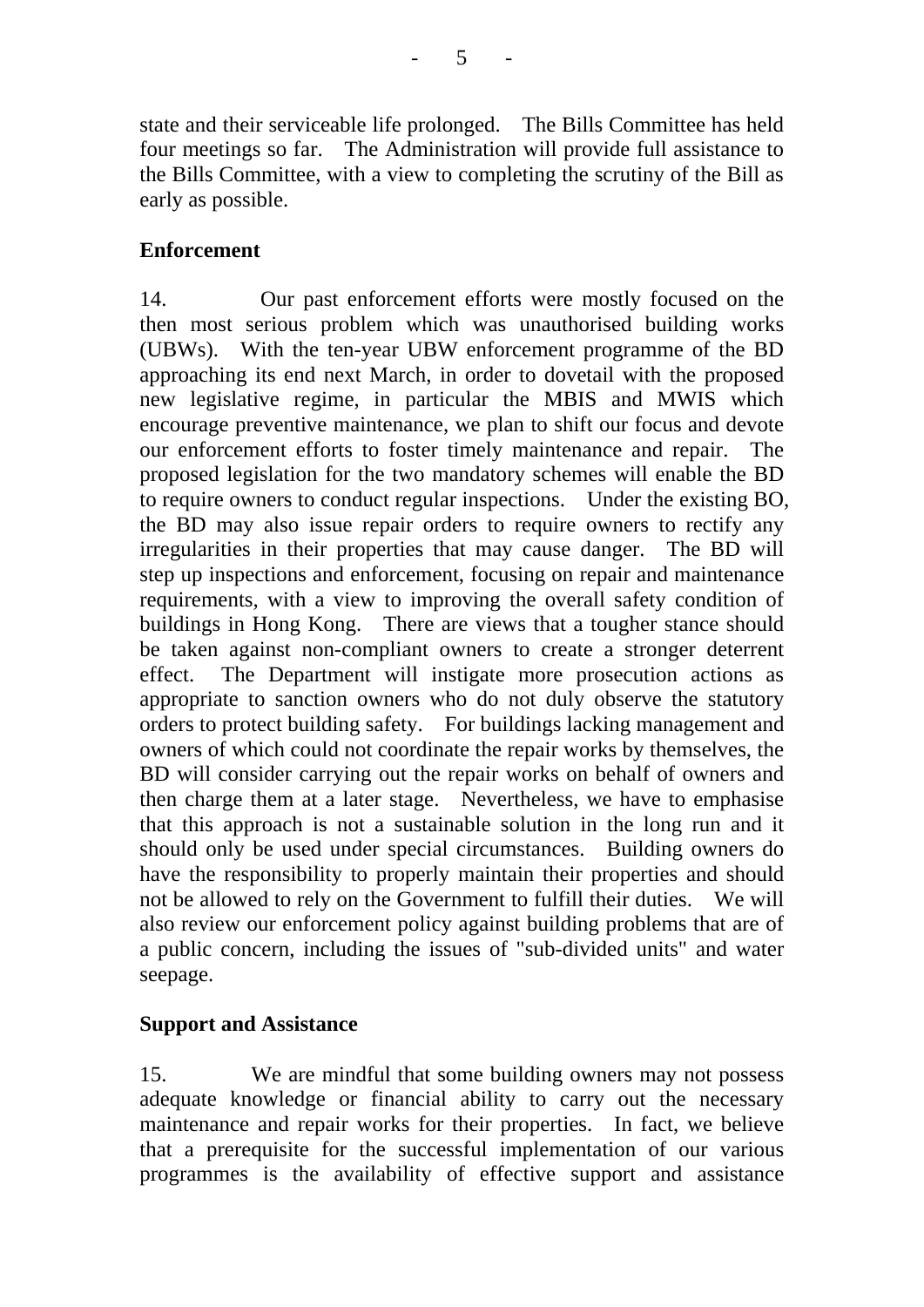state and their serviceable life prolonged. The Bills Committee has held four meetings so far. The Administration will provide full assistance to the Bills Committee, with a view to completing the scrutiny of the Bill as early as possible.

**Enforcement**

14. Our past enforcement efforts were mostly focused on the then most serious problem which was unauthorised building works (UBWs). With the ten-year UBW enforcement programme of the BD approaching its end next March, in order to dovetail with the proposed new legislative regime, in particular the MBIS and MWIS which encourage preventive maintenance, we plan to shift our focus and devote our enforcement efforts to foster timely maintenance and repair. The proposed legislation for the two mandatory schemes will enable the BD to require owners to conduct regular inspections. Under the existing BO, the BD may also issue repair orders to require owners to rectify any irregularities in their properties that may cause danger. The BD will step up inspections and enforcement, focusing on repair and maintenance requirements, with a view to improving the overall safety condition of buildings in Hong Kong. There are views that a tougher stance should be taken against non-compliant owners to create a stronger deterrent effect. The Department will instigate more prosecution actions as appropriate to sanction owners who do not duly observe the statutory orders to protect building safety. For buildings lacking management and owners of which could not coordinate the repair works by themselves, the BD will consider carrying out the repair works on behalf of owners and then charge them at a later stage. Nevertheless, we have to emphasise that this approach is not a sustainable solution in the long run and it should only be used under special circumstances. Building owners do have the responsibility to properly maintain their properties and should not be allowed to rely on the Government to fulfill their duties. We will also review our enforcement policy against building problems that are of a public concern, including the issues of "sub-divided units" and water seepage.

**Support and Assistance**

15. We are mindful that some building owners may not possess adequate knowledge or financial ability to carry out the necessary maintenance and repair works for their properties. In fact, we believe that a prerequisite for the successful implementation of our various programmes is the availability of effective support and assistance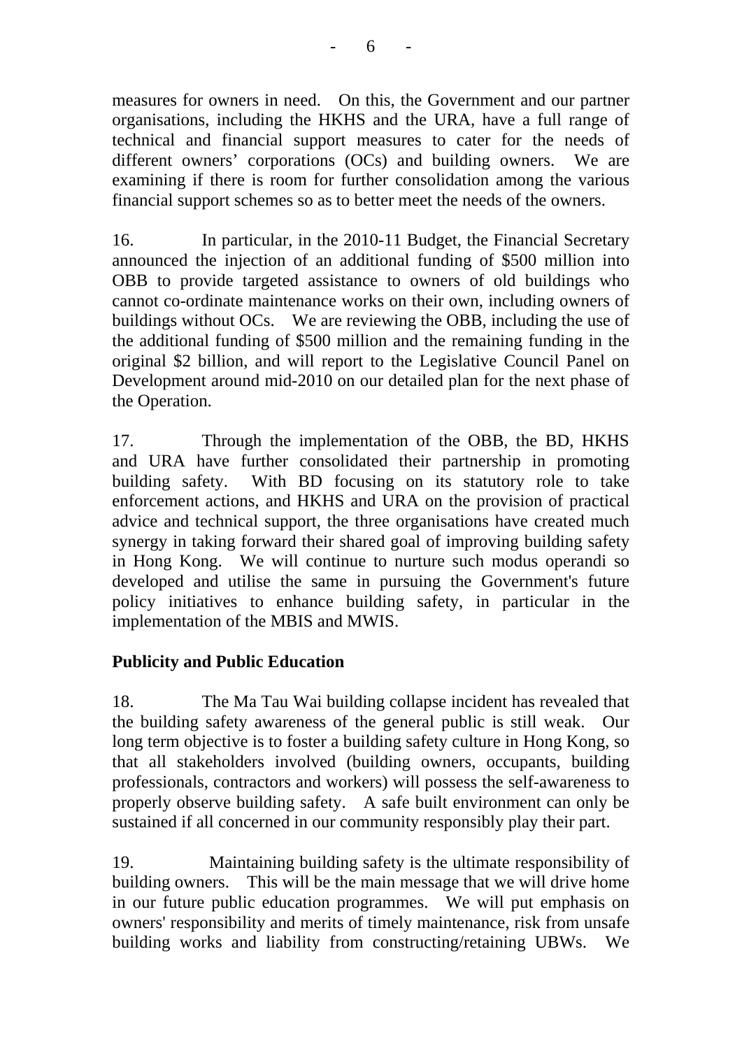measures for owners in need. On this, the Government and our partner organisations, including the HKHS and the URA, have a full range of technical and financial support measures to cater for the needs of different owners' corporations (OCs) and building owners. We are examining if there is room for further consolidation among the various financial support schemes so as to better meet the needs of the owners.

16. In particular, in the 2010-11 Budget, the Financial Secretary announced the injection of an additional funding of $500 million into OBB to provide targeted assistance to owners of old buildings who cannot co-ordinate maintenance works on their own, including owners of buildings without OCs. We are reviewing the OBB, including the use of the additional funding of $500 million and the remaining funding in the original $2 billion, and will report to the Legislative Council Panel on Development around mid-2010 on our detailed plan for the next phase of the Operation.

17. Through the implementation of the OBB, the BD, HKHS and URA have further consolidated their partnership in promoting building safety. With BD focusing on its statutory role to take enforcement actions, and HKHS and URA on the provision of practical advice and technical support, the three organisations have created much synergy in taking forward their shared goal of improving building safety in Hong Kong. We will continue to nurture such modus operandi so developed and utilise the same in pursuing the Government's future policy initiatives to enhance building safety, in particular in the implementation of the MBIS and MWIS.

**Publicity and Public Education**

18. The Ma Tau Wai building collapse incident has revealed that the building safety awareness of the general public is still weak. Our long term objective is to foster a building safety culture in Hong Kong, so that all stakeholders involved (building owners, occupants, building professionals, contractors and workers) will possess the self-awareness to properly observe building safety. A safe built environment can only be sustained if all concerned in our community responsibly play their part.

19. Maintaining building safety is the ultimate responsibility of building owners. This will be the main message that we will drive home in our future public education programmes. We will put emphasis on owners' responsibility and merits of timely maintenance, risk from unsafe building works and liability from constructing/retaining UBWs. We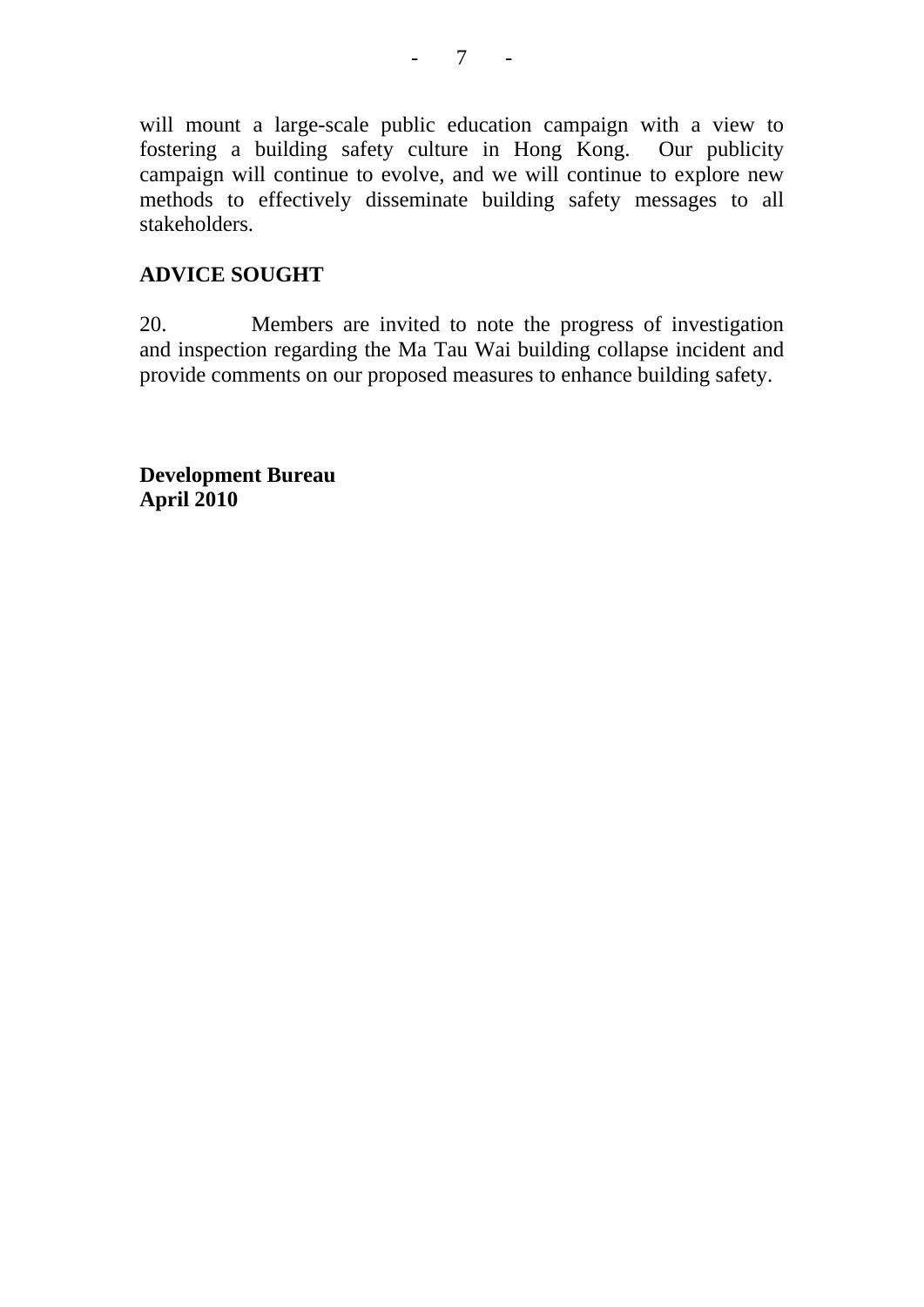will mount a large-scale public education campaign with a view to fostering a building safety culture in Hong Kong. Our publicity campaign will continue to evolve, and we will continue to explore new methods to effectively disseminate building safety messages to all stakeholders.

## ADVICE SOUGHT

20. Members are invited to note the progress of investigation and inspection regarding the Ma Tau Wai building collapse incident and provide comments on our proposed measures to enhance building safety.

**Development Bureau**
**April 2010**